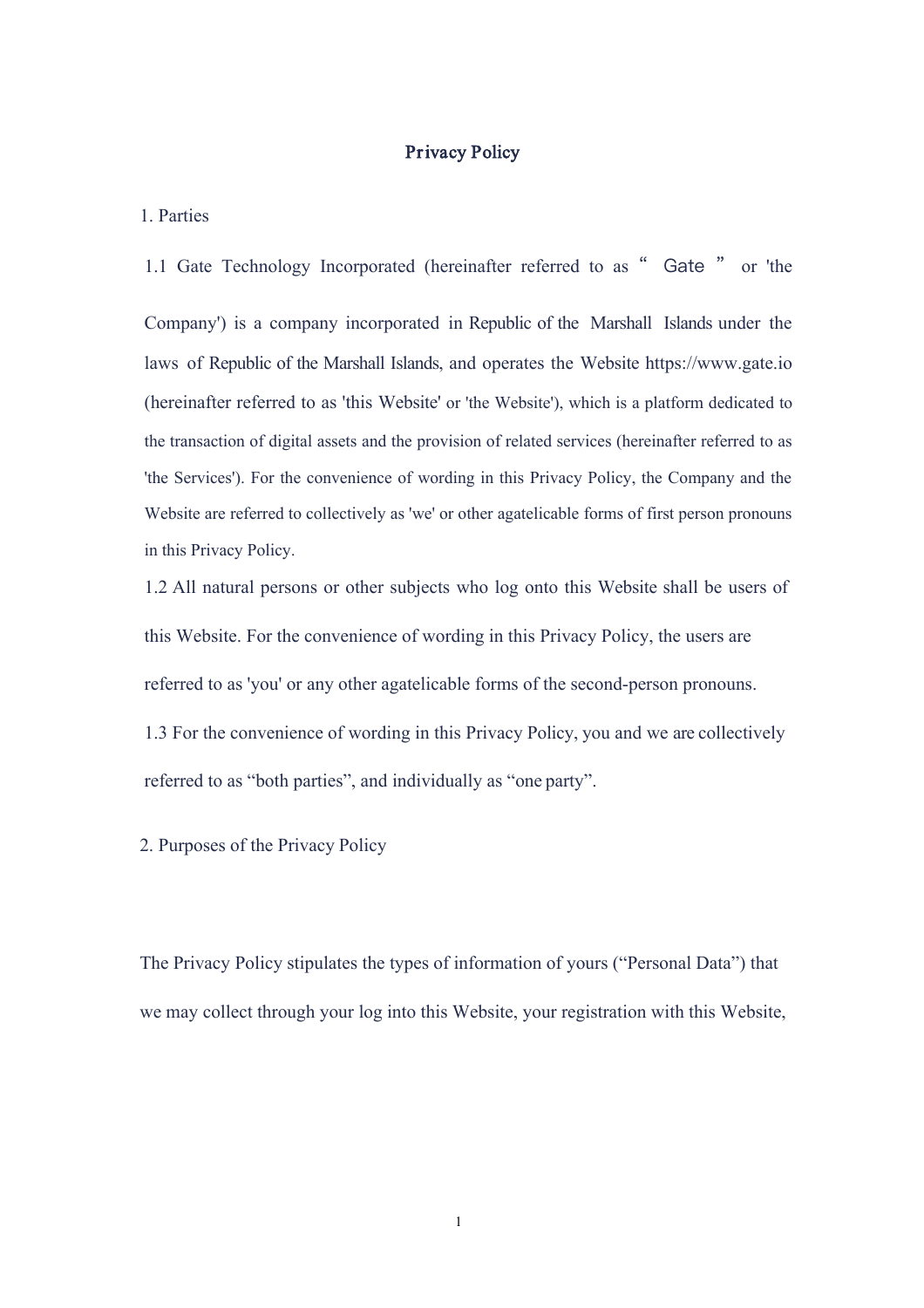# Privacy Policy

1. Parties

1.1 Gate Technology Incorporated (hereinafter referred to as “ Gate ” or 'the Company') is a company incorporated in Republic of the Marshall Islands under the laws of Republic of the Marshall Islands, and operates the Website https://www.gate.io (hereinafter referred to as 'this Website' or 'the Website'), which is a platform dedicated to the transaction of digital assets and the provision of related services (hereinafter referred to as 'the Services'). For the convenience of wording in this Privacy Policy, the Company and the Website are referred to collectively as 'we' or other agatelicable forms of first person pronouns in this Privacy Policy.

1.2 All natural persons or other subjects who log onto this Website shall be users of this Website. For the convenience of wording in this Privacy Policy, the users are referred to as 'you' or any other agatelicable forms of the second-person pronouns.

1.3 For the convenience of wording in this Privacy Policy, you and we are collectively referred to as “both parties”, and individually as “one party”.

2. Purposes of the Privacy Policy

The Privacy Policy stipulates the types of information of yours (“Personal Data”) that we may collect through your log into this Website, your registration with this Website,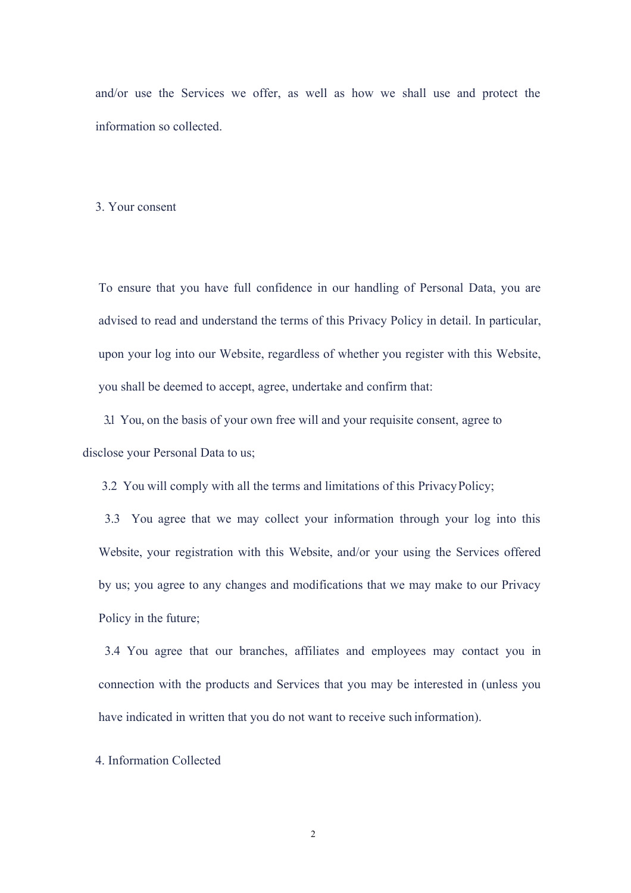and/or use the Services we offer, as well as how we shall use and protect the information so collected.

## 3. Your consent

To ensure that you have full confidence in our handling of Personal Data, you are advised to read and understand the terms of this Privacy Policy in detail. In particular, upon your log into our Website, regardless of whether you register with this Website, you shall be deemed to accept, agree, undertake and confirm that:

3.1 You, on the basis of your own free will and your requisite consent, agree to disclose your Personal Data to us;

3.2 You will comply with all the terms and limitations of this Privacy Policy;

3.3 You agree that we may collect your information through your log into this Website, your registration with this Website, and/or your using the Services offered by us; you agree to any changes and modifications that we may make to our Privacy Policy in the future;

3.4 You agree that our branches, affiliates and employees may contact you in connection with the products and Services that you may be interested in (unless you have indicated in written that you do not want to receive such information).

## 4. Information Collected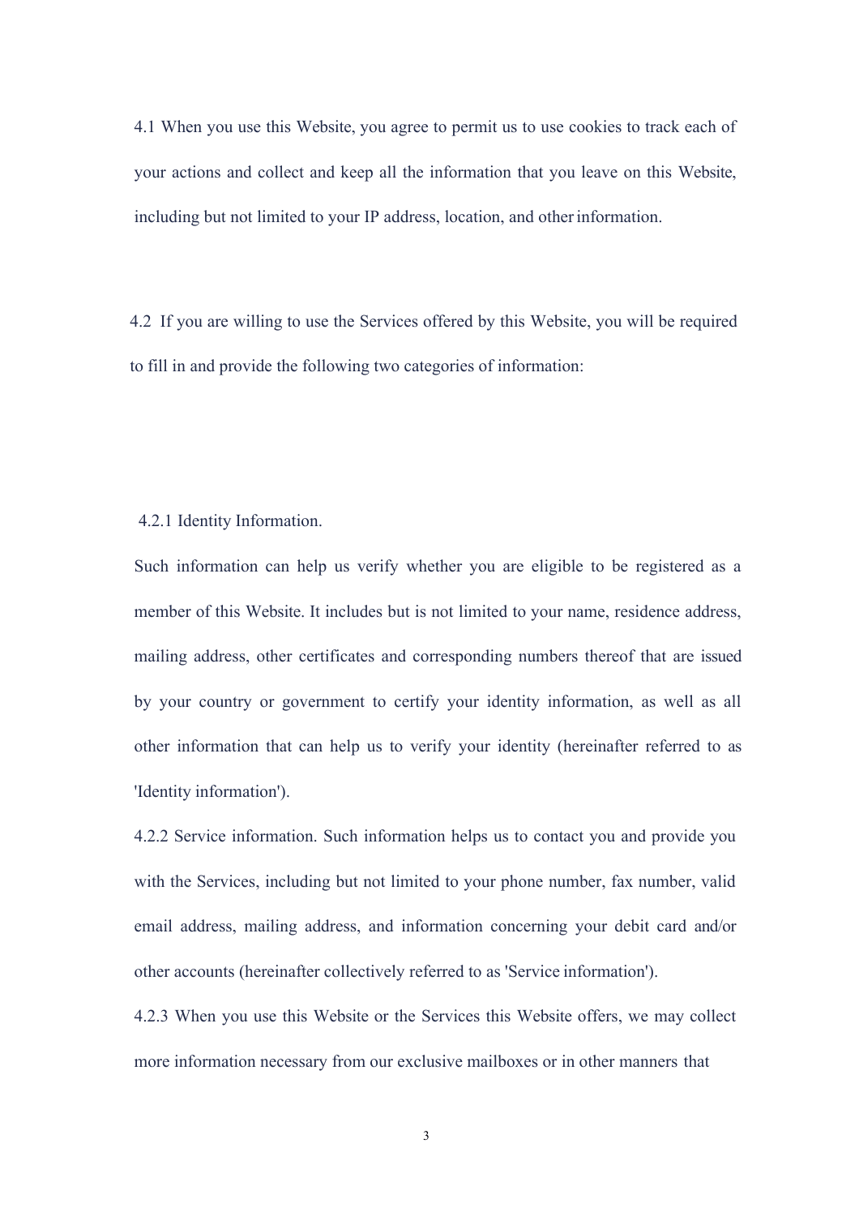4.1 When you use this Website, you agree to permit us to use cookies to track each of your actions and collect and keep all the information that you leave on this Website, including but not limited to your IP address, location, and other information.

4.2 If you are willing to use the Services offered by this Website, you will be required to fill in and provide the following two categories of information:

4.2.1 Identity Information.

Such information can help us verify whether you are eligible to be registered as a member of this Website. It includes but is not limited to your name, residence address, mailing address, other certificates and corresponding numbers thereof that are issued by your country or government to certify your identity information, as well as all other information that can help us to verify your identity (hereinafter referred to as 'Identity information').

4.2.2 Service information. Such information helps us to contact you and provide you with the Services, including but not limited to your phone number, fax number, valid email address, mailing address, and information concerning your debit card and/or other accounts (hereinafter collectively referred to as 'Service information').

4.2.3 When you use this Website or the Services this Website offers, we may collect more information necessary from our exclusive mailboxes or in other manners that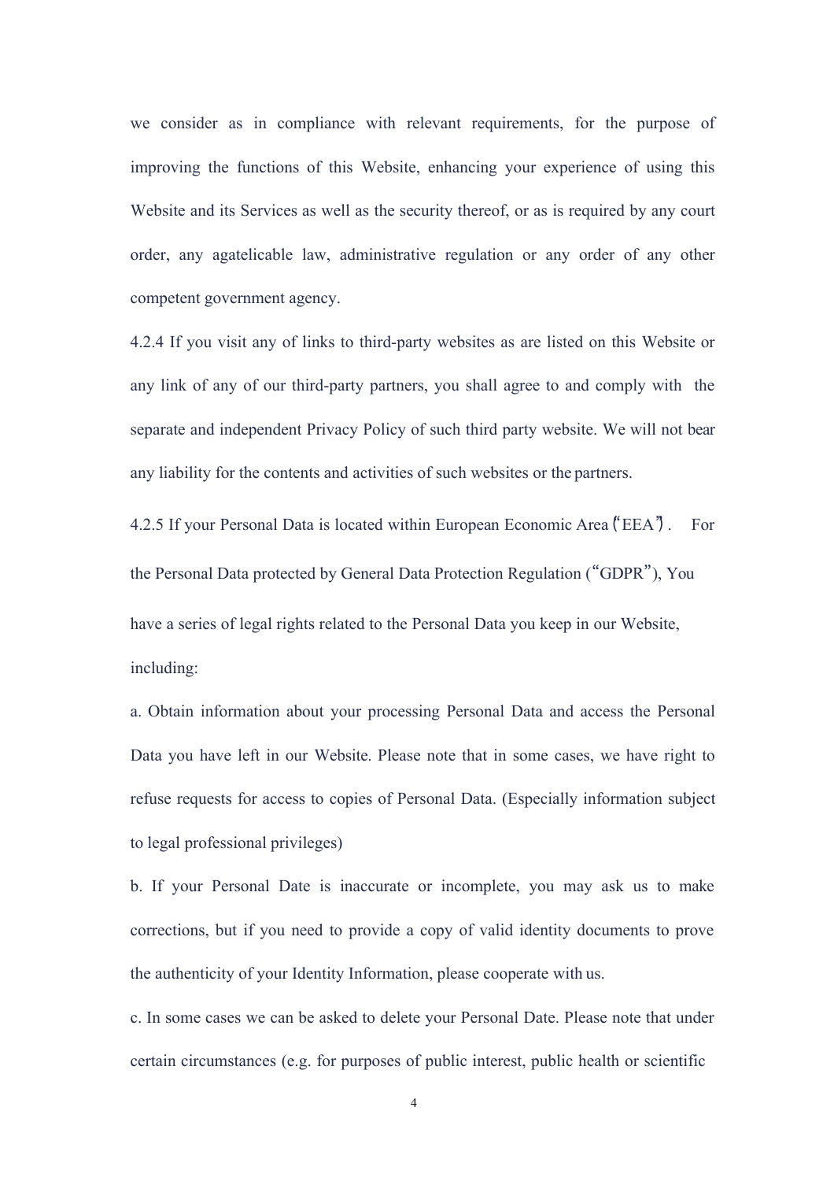we consider as in compliance with relevant requirements, for the purpose of improving the functions of this Website, enhancing your experience of using this Website and its Services as well as the security thereof, or as is required by any court order, any agatelicable law, administrative regulation or any order of any other competent government agency.

4.2.4 If you visit any of links to third-party websites as are listed on this Website or any link of any of our third-party partners, you shall agree to and comply with the separate and independent Privacy Policy of such third party website. We will not bear any liability for the contents and activities of such websites or the partners.

4.2.5 If your Personal Data is located within European Economic Area("EEA"). For the Personal Data protected by General Data Protection Regulation ("GDPR"), You have a series of legal rights related to the Personal Data you keep in our Website, including:

a. Obtain information about your processing Personal Data and access the Personal Data you have left in our Website. Please note that in some cases, we have right to refuse requests for access to copies of Personal Data. (Especially information subject to legal professional privileges)

b. If your Personal Date is inaccurate or incomplete, you may ask us to make corrections, but if you need to provide a copy of valid identity documents to prove the authenticity of your Identity Information, please cooperate with us.

c. In some cases we can be asked to delete your Personal Date. Please note that under certain circumstances (e.g. for purposes of public interest, public health or scientific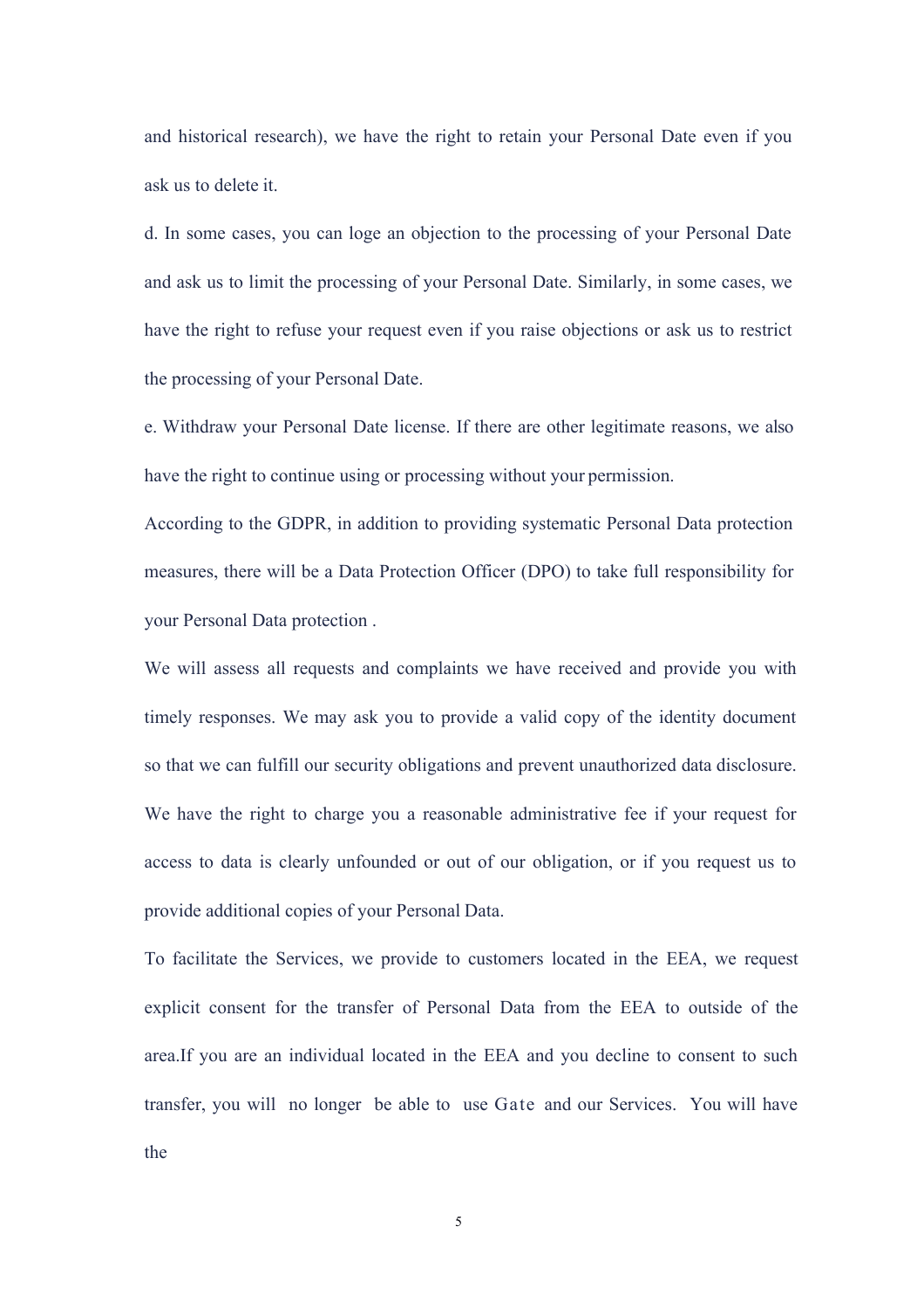and historical research), we have the right to retain your Personal Date even if you ask us to delete it.

d. In some cases, you can loge an objection to the processing of your Personal Date and ask us to limit the processing of your Personal Date. Similarly, in some cases, we have the right to refuse your request even if you raise objections or ask us to restrict the processing of your Personal Date.

e. Withdraw your Personal Date license. If there are other legitimate reasons, we also have the right to continue using or processing without your permission.

According to the GDPR, in addition to providing systematic Personal Data protection measures, there will be a Data Protection Officer (DPO) to take full responsibility for your Personal Data protection .

We will assess all requests and complaints we have received and provide you with timely responses. We may ask you to provide a valid copy of the identity document so that we can fulfill our security obligations and prevent unauthorized data disclosure. We have the right to charge you a reasonable administrative fee if your request for access to data is clearly unfounded or out of our obligation, or if you request us to provide additional copies of your Personal Data.

To facilitate the Services, we provide to customers located in the EEA, we request explicit consent for the transfer of Personal Data from the EEA to outside of the area.If you are an individual located in the EEA and you decline to consent to such transfer, you will no longer be able to use Gate and our Services. You will have the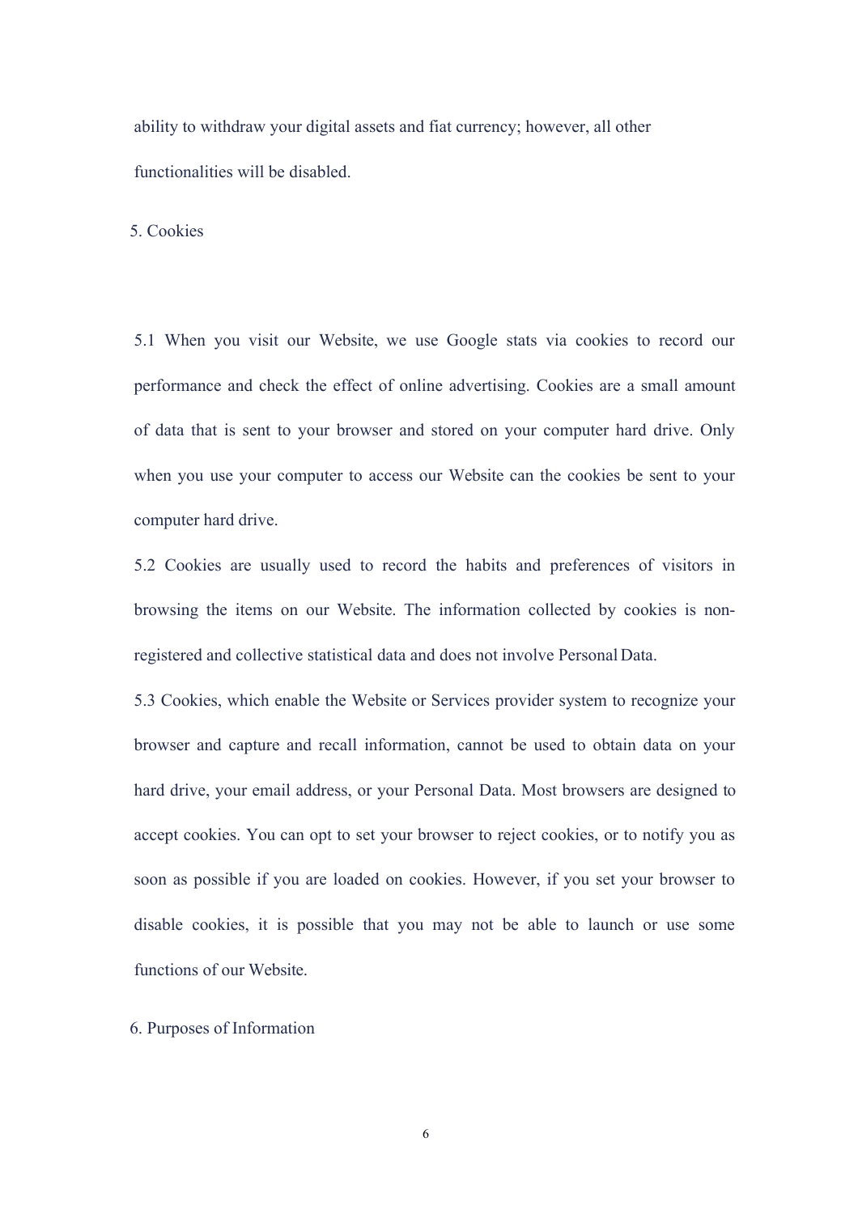ability to withdraw your digital assets and fiat currency; however, all other functionalities will be disabled.

## 5. Cookies

5.1 When you visit our Website, we use Google stats via cookies to record our performance and check the effect of online advertising. Cookies are a small amount of data that is sent to your browser and stored on your computer hard drive. Only when you use your computer to access our Website can the cookies be sent to your computer hard drive.

5.2 Cookies are usually used to record the habits and preferences of visitors in browsing the items on our Website. The information collected by cookies is non-registered and collective statistical data and does not involve Personal Data.

5.3 Cookies, which enable the Website or Services provider system to recognize your browser and capture and recall information, cannot be used to obtain data on your hard drive, your email address, or your Personal Data. Most browsers are designed to accept cookies. You can opt to set your browser to reject cookies, or to notify you as soon as possible if you are loaded on cookies. However, if you set your browser to disable cookies, it is possible that you may not be able to launch or use some functions of our Website.

## 6. Purposes of Information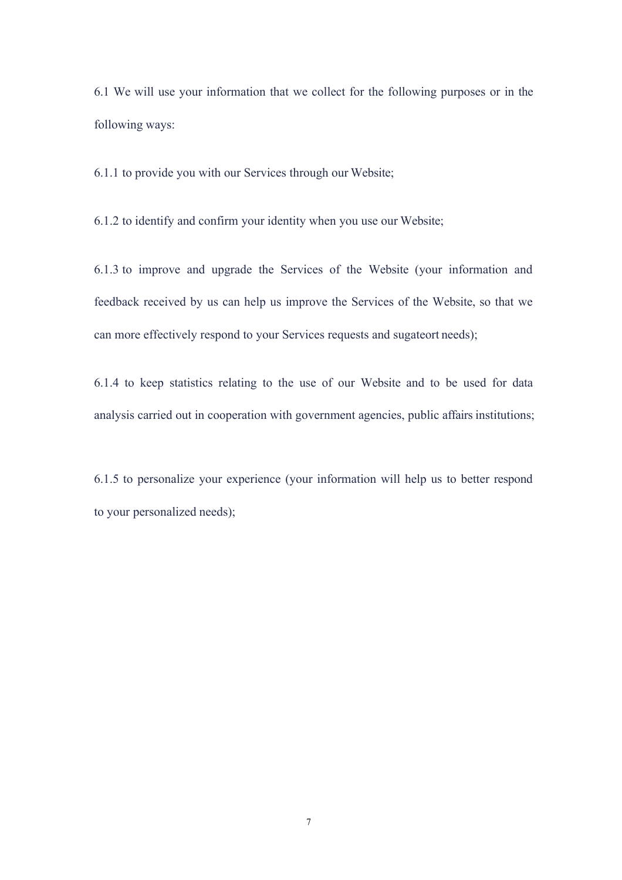6.1 We will use your information that we collect for the following purposes or in the following ways:

6.1.1 to provide you with our Services through our Website;

6.1.2 to identify and confirm your identity when you use our Website;

6.1.3 to improve and upgrade the Services of the Website (your information and feedback received by us can help us improve the Services of the Website, so that we can more effectively respond to your Services requests and sugateort needs);

6.1.4 to keep statistics relating to the use of our Website and to be used for data analysis carried out in cooperation with government agencies, public affairs institutions;

6.1.5 to personalize your experience (your information will help us to better respond to your personalized needs);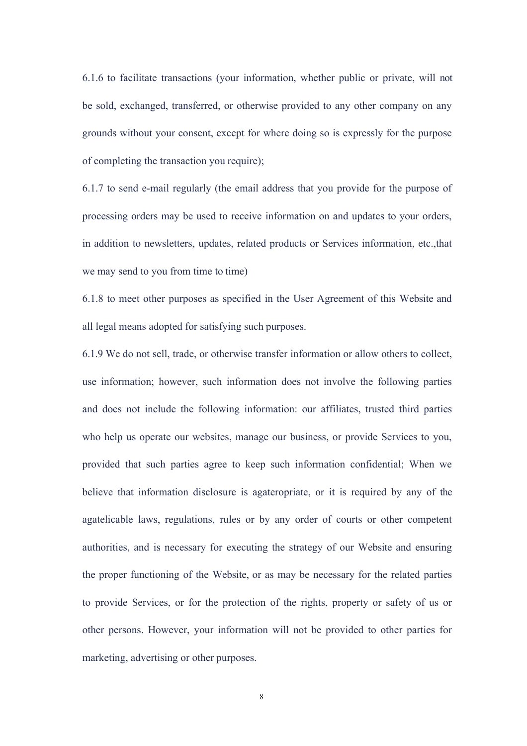6.1.6 to facilitate transactions (your information, whether public or private, will not be sold, exchanged, transferred, or otherwise provided to any other company on any grounds without your consent, except for where doing so is expressly for the purpose of completing the transaction you require);

6.1.7 to send e-mail regularly (the email address that you provide for the purpose of processing orders may be used to receive information on and updates to your orders, in addition to newsletters, updates, related products or Services information, etc.,that we may send to you from time to time)

6.1.8 to meet other purposes as specified in the User Agreement of this Website and all legal means adopted for satisfying such purposes.

6.1.9 We do not sell, trade, or otherwise transfer information or allow others to collect, use information; however, such information does not involve the following parties and does not include the following information: our affiliates, trusted third parties who help us operate our websites, manage our business, or provide Services to you, provided that such parties agree to keep such information confidential; When we believe that information disclosure is agateropriate, or it is required by any of the agatelicable laws, regulations, rules or by any order of courts or other competent authorities, and is necessary for executing the strategy of our Website and ensuring the proper functioning of the Website, or as may be necessary for the related parties to provide Services, or for the protection of the rights, property or safety of us or other persons. However, your information will not be provided to other parties for marketing, advertising or other purposes.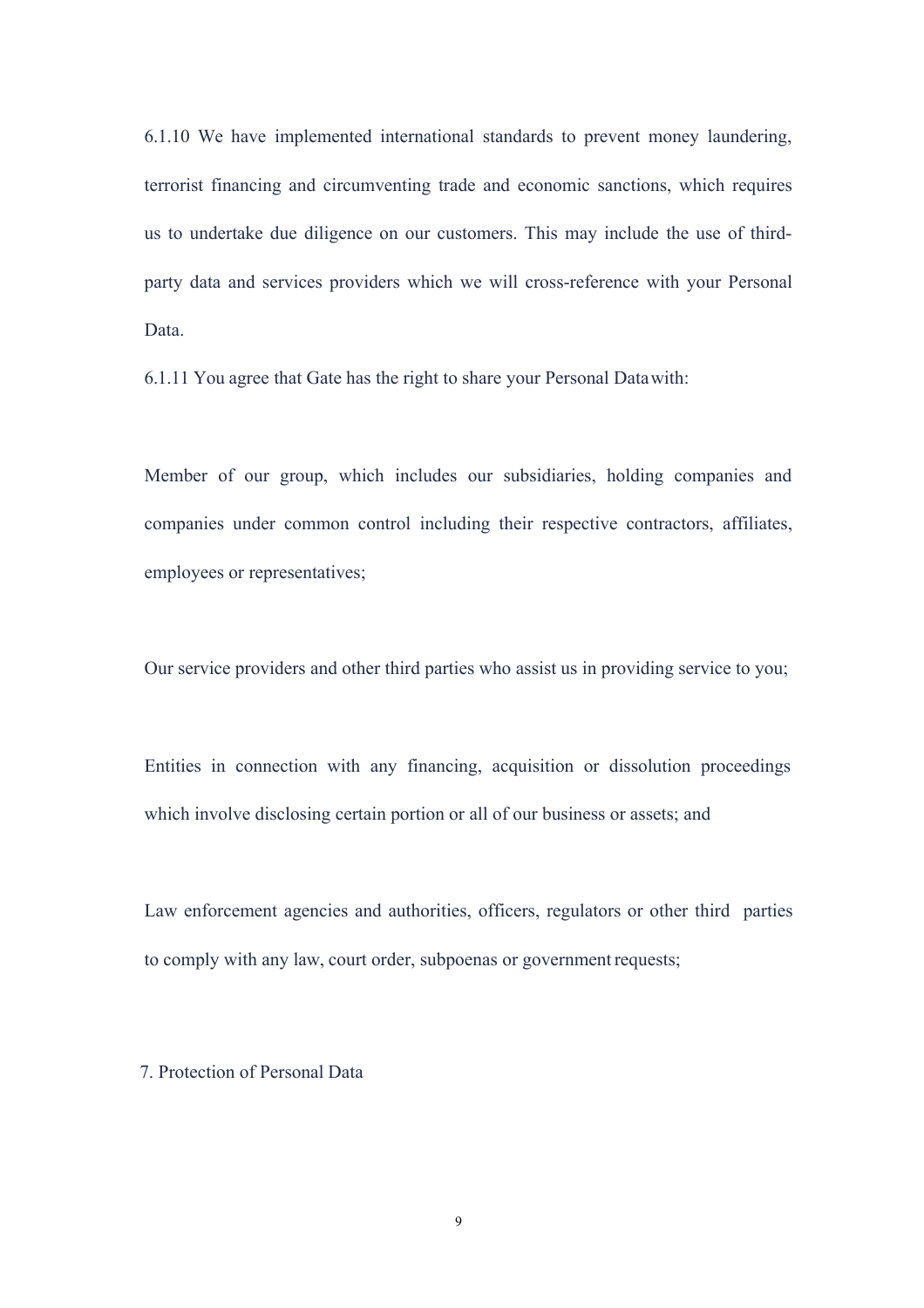6.1.10 We have implemented international standards to prevent money laundering, terrorist financing and circumventing trade and economic sanctions, which requires us to undertake due diligence on our customers. This may include the use of third-party data and services providers which we will cross-reference with your Personal Data.

6.1.11 You agree that Gate has the right to share your Personal Data with:

Member of our group, which includes our subsidiaries, holding companies and companies under common control including their respective contractors, affiliates, employees or representatives;

Our service providers and other third parties who assist us in providing service to you;

Entities in connection with any financing, acquisition or dissolution proceedings which involve disclosing certain portion or all of our business or assets; and

Law enforcement agencies and authorities, officers, regulators or other third parties to comply with any law, court order, subpoenas or government requests;

## 7. Protection of Personal Data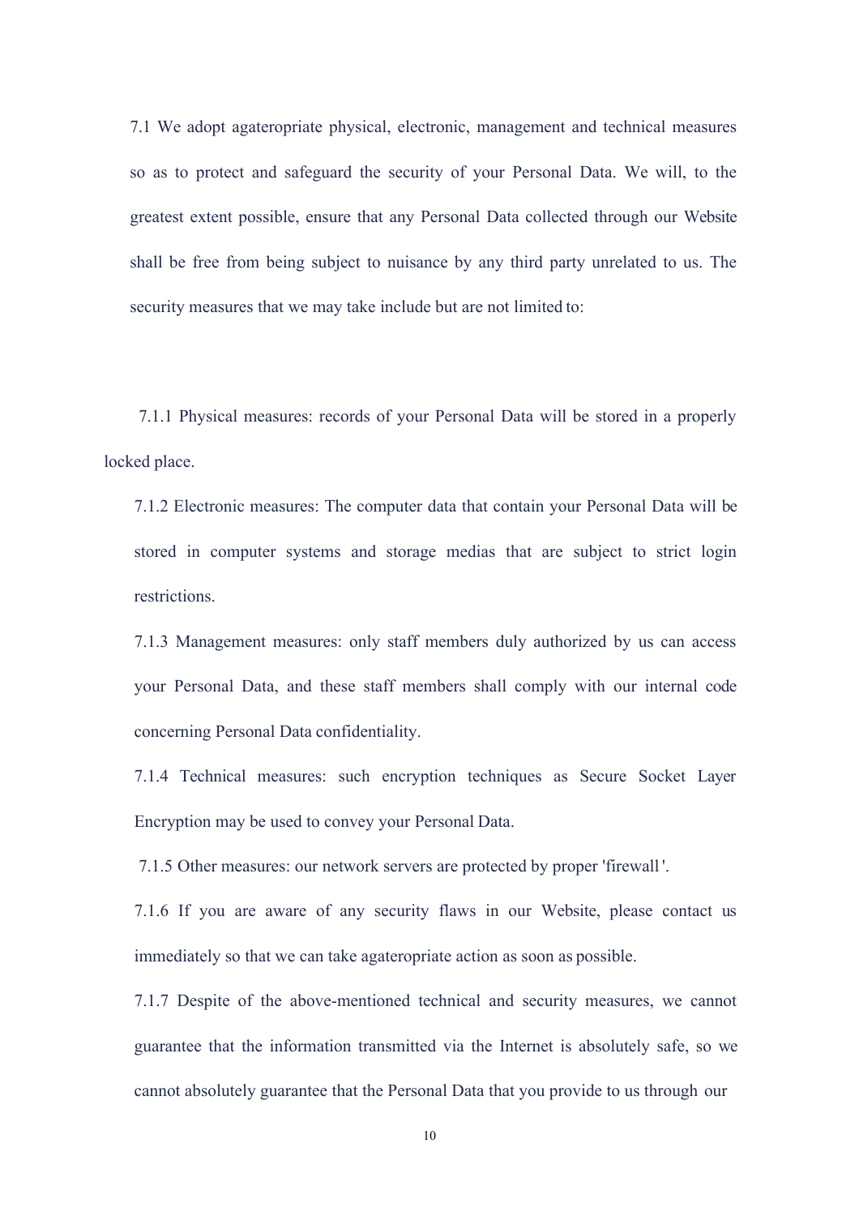7.1 We adopt agateropriate physical, electronic, management and technical measures so as to protect and safeguard the security of your Personal Data. We will, to the greatest extent possible, ensure that any Personal Data collected through our Website shall be free from being subject to nuisance by any third party unrelated to us. The security measures that we may take include but are not limited to:

7.1.1 Physical measures: records of your Personal Data will be stored in a properly locked place.

7.1.2 Electronic measures: The computer data that contain your Personal Data will be stored in computer systems and storage medias that are subject to strict login restrictions.

7.1.3 Management measures: only staff members duly authorized by us can access your Personal Data, and these staff members shall comply with our internal code concerning Personal Data confidentiality.

7.1.4 Technical measures: such encryption techniques as Secure Socket Layer Encryption may be used to convey your Personal Data.

7.1.5 Other measures: our network servers are protected by proper 'firewall'.

7.1.6 If you are aware of any security flaws in our Website, please contact us immediately so that we can take agateropriate action as soon as possible.

7.1.7 Despite of the above-mentioned technical and security measures, we cannot guarantee that the information transmitted via the Internet is absolutely safe, so we cannot absolutely guarantee that the Personal Data that you provide to us through our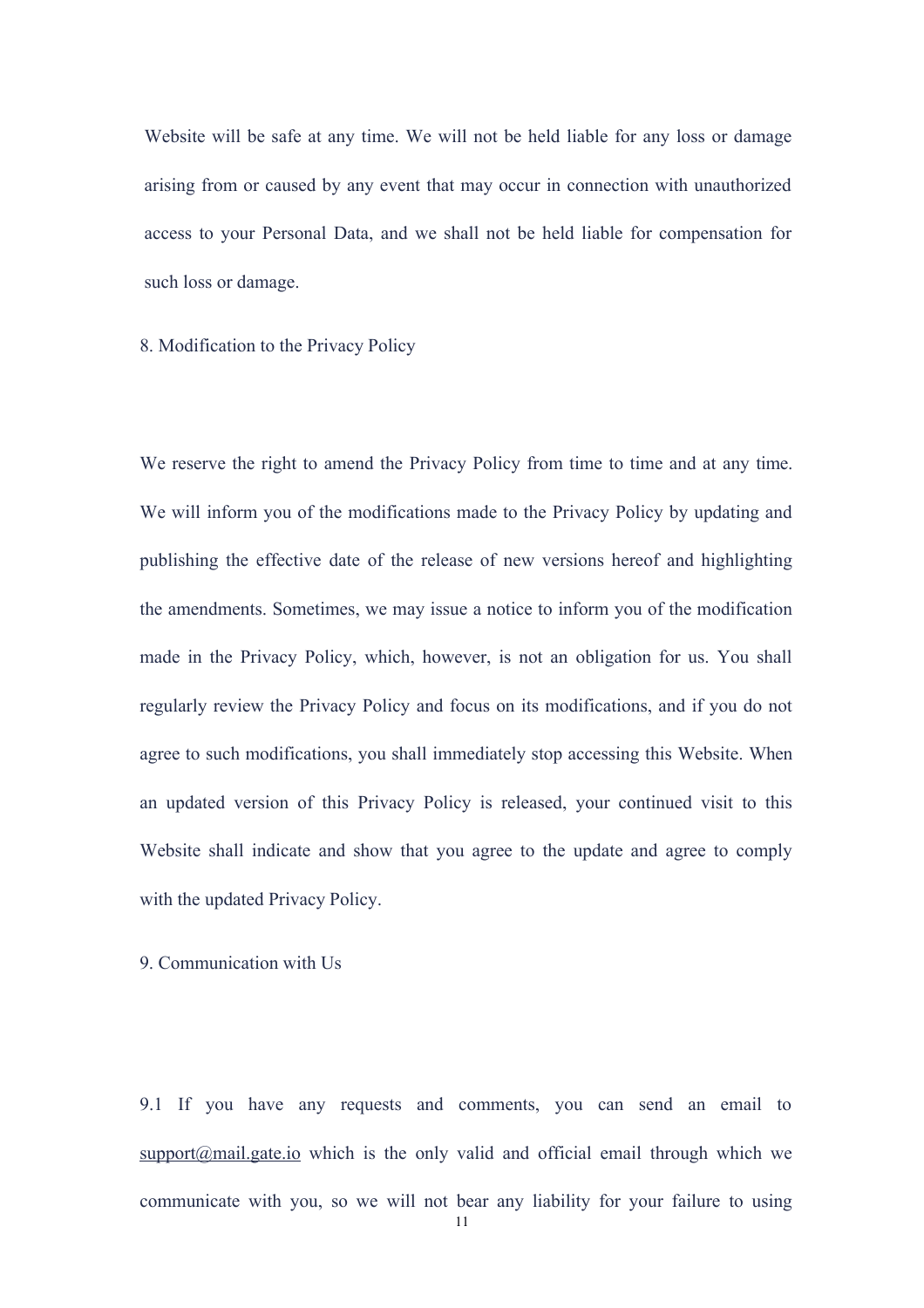Website will be safe at any time. We will not be held liable for any loss or damage arising from or caused by any event that may occur in connection with unauthorized access to your Personal Data, and we shall not be held liable for compensation for such loss or damage.

## 8. Modification to the Privacy Policy

We reserve the right to amend the Privacy Policy from time to time and at any time. We will inform you of the modifications made to the Privacy Policy by updating and publishing the effective date of the release of new versions hereof and highlighting the amendments. Sometimes, we may issue a notice to inform you of the modification made in the Privacy Policy, which, however, is not an obligation for us. You shall regularly review the Privacy Policy and focus on its modifications, and if you do not agree to such modifications, you shall immediately stop accessing this Website. When an updated version of this Privacy Policy is released, your continued visit to this Website shall indicate and show that you agree to the update and agree to comply with the updated Privacy Policy.

## 9. Communication with Us

9.1 If you have any requests and comments, you can send an email to support@mail.gate.io which is the only valid and official email through which we communicate with you, so we will not bear any liability for your failure to using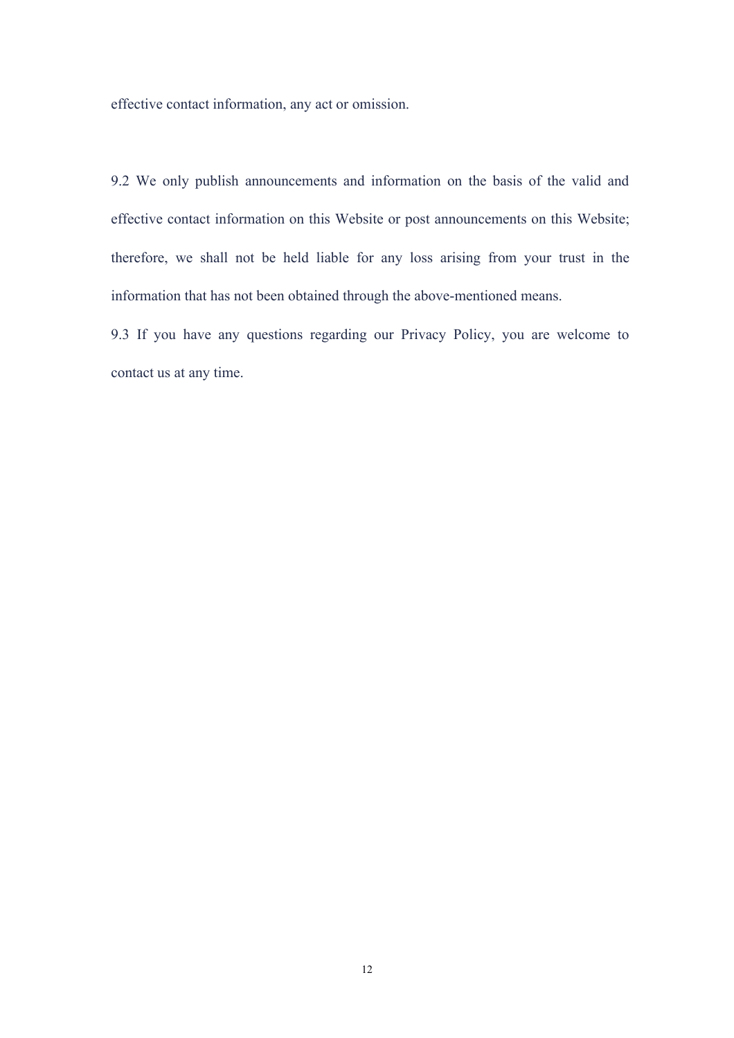effective contact information, any act or omission.

9.2 We only publish announcements and information on the basis of the valid and effective contact information on this Website or post announcements on this Website; therefore, we shall not be held liable for any loss arising from your trust in the information that has not been obtained through the above-mentioned means.

9.3 If you have any questions regarding our Privacy Policy, you are welcome to contact us at any time.